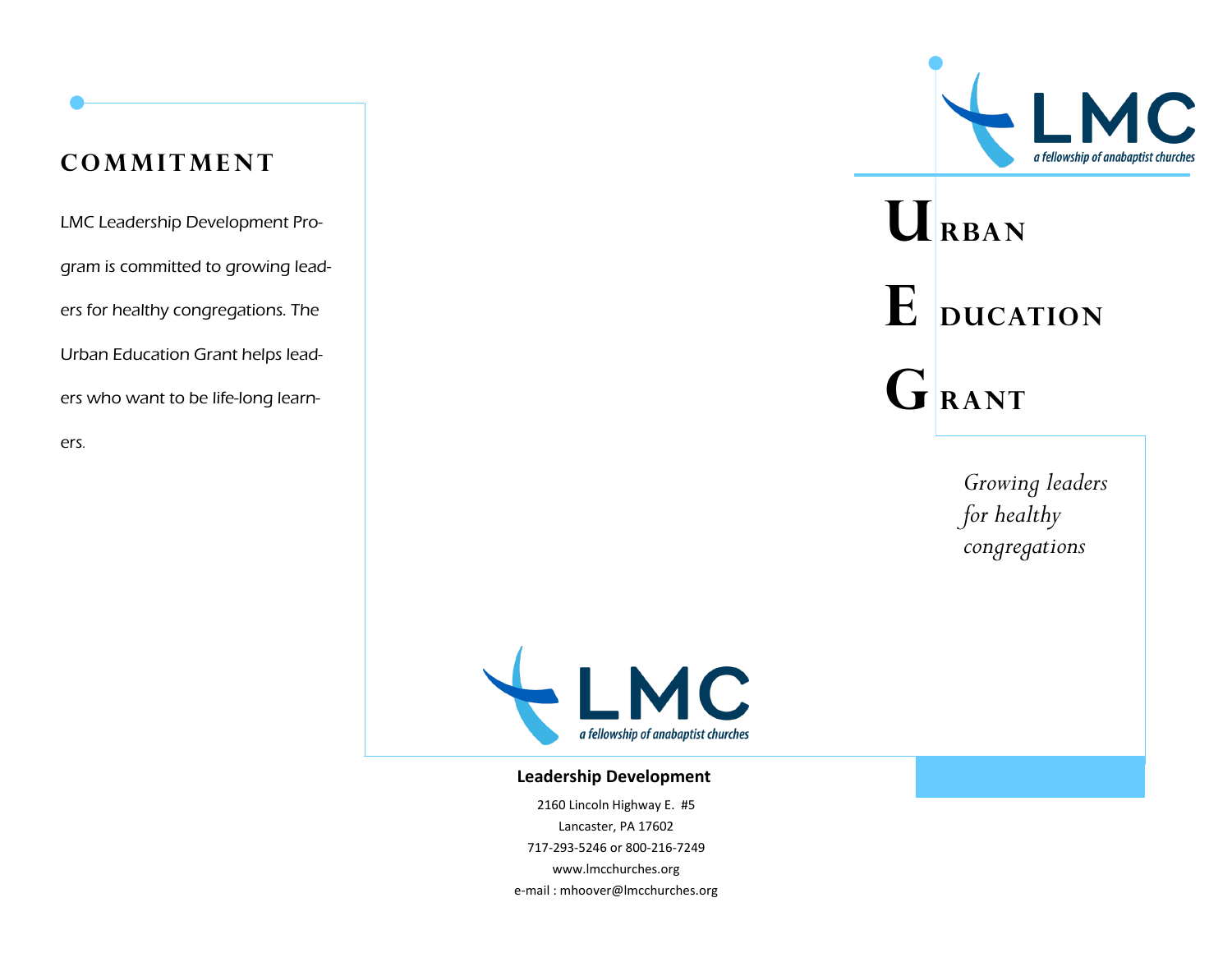## COMMITMENT

LMC Leadership Development Program is committed to growing leaders for healthy congregations. The Urban Education Grant helps leaders who want to be life-long learners.

LMC

a fellowship of anabaptist churches

**Leadership Development**

2160 Lincoln Highway E. #5
Lancaster, PA 17602
717-293-5246 or 800-216-7249
www.lmcchurches.org
e-mail : mhoover@lmcchurches.org

LMC

a fellowship of anabaptist churches

# URBAN EDUCATION GRANT

*Growing leaders for healthy congregations*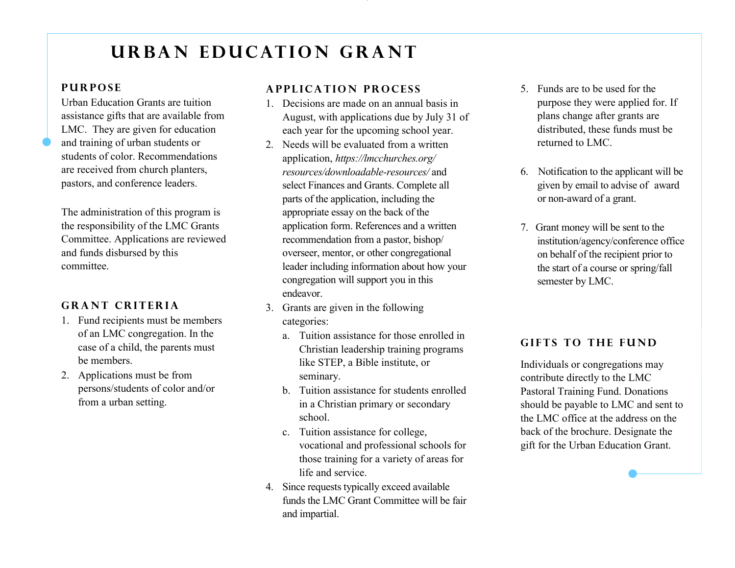# URBAN EDUCATION GRANT

## PURPOSE

Urban Education Grants are tuition assistance gifts that are available from LMC. They are given for education and training of urban students or students of color. Recommendations are received from church planters, pastors, and conference leaders.

The administration of this program is the responsibility of the LMC Grants Committee. Applications are reviewed and funds disbursed by this committee.

## GRANT CRITERIA

1. Fund recipients must be members of an LMC congregation. In the case of a child, the parents must be members.
2. Applications must be from persons/students of color and/or from a urban setting.

## APPLICATION PROCESS

1. Decisions are made on an annual basis in August, with applications due by July 31 of each year for the upcoming school year.
2. Needs will be evaluated from a written application, *https://lmcchurches.org/resources/downloadable-resources/* and select Finances and Grants. Complete all parts of the application, including the appropriate essay on the back of the application form. References and a written recommendation from a pastor, bishop/overseer, mentor, or other congregational leader including information about how your congregation will support you in this endeavor.
3. Grants are given in the following categories:
   a. Tuition assistance for those enrolled in Christian leadership training programs like STEP, a Bible institute, or seminary.
   b. Tuition assistance for students enrolled in a Christian primary or secondary school.
   c. Tuition assistance for college, vocational and professional schools for those training for a variety of areas for life and service.
4. Since requests typically exceed available funds the LMC Grant Committee will be fair and impartial.
5. Funds are to be used for the purpose they were applied for. If plans change after grants are distributed, these funds must be returned to LMC.
6. Notification to the applicant will be given by email to advise of award or non-award of a grant.
7. Grant money will be sent to the institution/agency/conference office on behalf of the recipient prior to the start of a course or spring/fall semester by LMC.

## GIFTS TO THE FUND

Individuals or congregations may contribute directly to the LMC Pastoral Training Fund. Donations should be payable to LMC and sent to the LMC office at the address on the back of the brochure. Designate the gift for the Urban Education Grant.